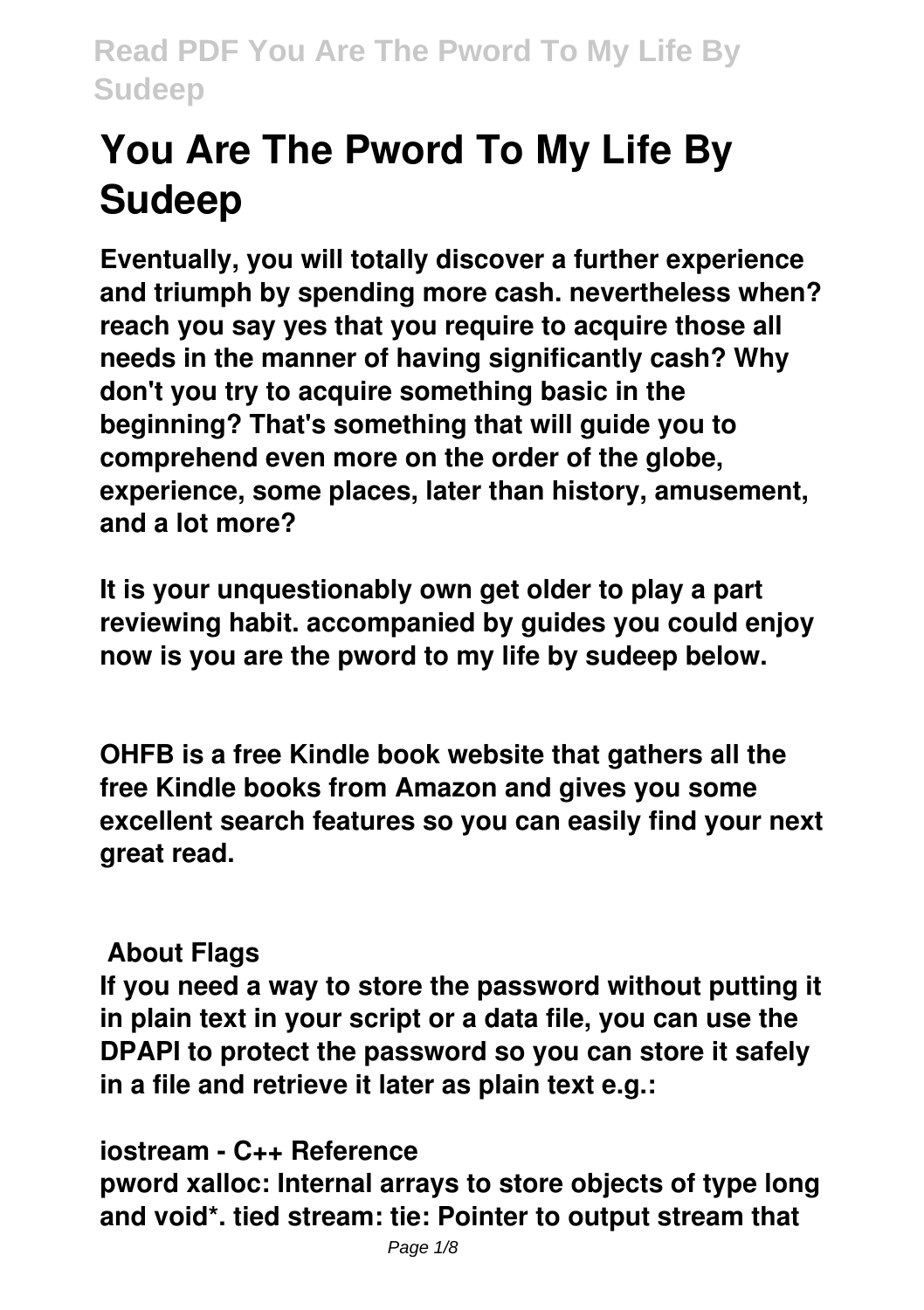# You Are The Pword To My Life By Sudeep

**Eventually, you will totally discover a further experience and triumph by spending more cash. nevertheless when? reach you say yes that you require to acquire those all needs in the manner of having significantly cash? Why don't you try to acquire something basic in the beginning? That's something that will guide you to comprehend even more on the order of the globe, experience, some places, later than history, amusement, and a lot more?**

**It is your unquestionably own get older to play a part reviewing habit. accompanied by guides you could enjoy now is you are the pword to my life by sudeep below.**

**OHFB is a free Kindle book website that gathers all the free Kindle books from Amazon and gives you some excellent search features so you can easily find your next great read.**

**About Flags**

**If you need a way to store the password without putting it in plain text in your script or a data file, you can use the DPAPI to protect the password so you can store it safely in a file and retrieve it later as plain text e.g.:**

**iostream - C++ Reference**

**pword xalloc: Internal arrays to store objects of type long and void*. tied stream: tie: Pointer to output stream that**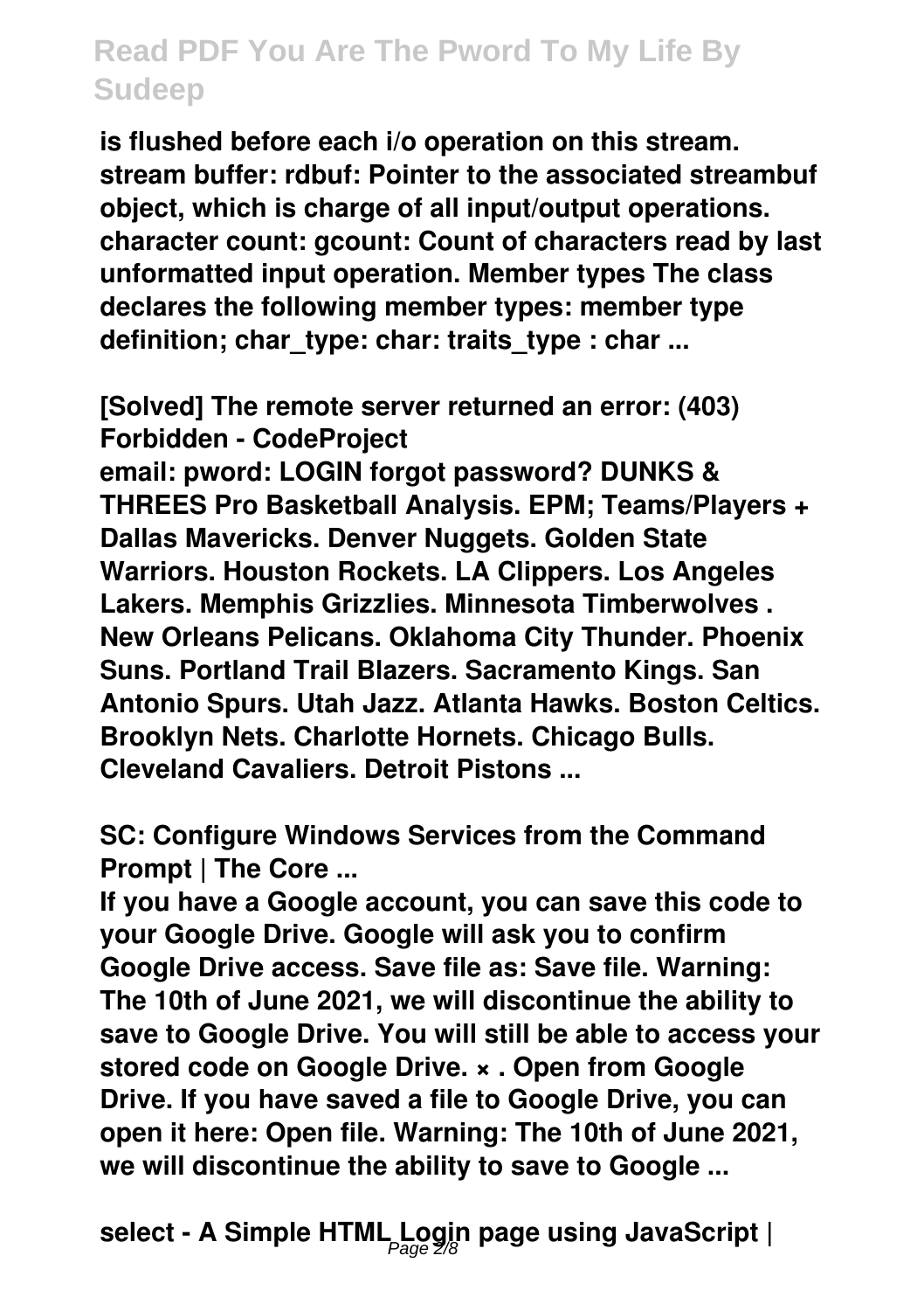**is flushed before each i/o operation on this stream. stream buffer: rdbuf: Pointer to the associated streambuf object, which is charge of all input/output operations. character count: gcount: Count of characters read by last unformatted input operation. Member types The class declares the following member types: member type definition; char_type: char: traits_type : char ...**

## [Solved] The remote server returned an error: (403) Forbidden - CodeProject

**email: pword: LOGIN forgot password? DUNKS & THREES Pro Basketball Analysis. EPM; Teams/Players + Dallas Mavericks. Denver Nuggets. Golden State Warriors. Houston Rockets. LA Clippers. Los Angeles Lakers. Memphis Grizzlies. Minnesota Timberwolves . New Orleans Pelicans. Oklahoma City Thunder. Phoenix Suns. Portland Trail Blazers. Sacramento Kings. San Antonio Spurs. Utah Jazz. Atlanta Hawks. Boston Celtics. Brooklyn Nets. Charlotte Hornets. Chicago Bulls. Cleveland Cavaliers. Detroit Pistons ...**

## SC: Configure Windows Services from the Command Prompt | The Core ...

**If you have a Google account, you can save this code to your Google Drive. Google will ask you to confirm Google Drive access. Save file as: Save file. Warning: The 10th of June 2021, we will discontinue the ability to save to Google Drive. You will still be able to access your stored code on Google Drive. × . Open from Google Drive. If you have saved a file to Google Drive, you can open it here: Open file. Warning: The 10th of June 2021, we will discontinue the ability to save to Google ...**

## select - A Simple HTML Login page using JavaScript |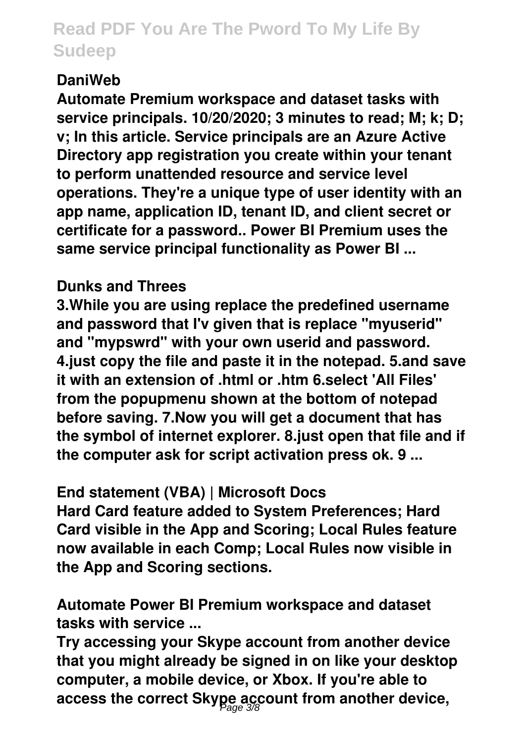## DaniWeb

**Automate Premium workspace and dataset tasks with service principals. 10/20/2020; 3 minutes to read; M; k; D; v; In this article. Service principals are an Azure Active Directory app registration you create within your tenant to perform unattended resource and service level operations. They're a unique type of user identity with an app name, application ID, tenant ID, and client secret or certificate for a password.. Power BI Premium uses the same service principal functionality as Power BI ...**

## Dunks and Threes

**3.While you are using replace the predefined username and password that I'v given that is replace "myuserid" and "mypswrd" with your own userid and password. 4.just copy the file and paste it in the notepad. 5.and save it with an extension of .html or .htm 6.select 'All Files' from the popupmenu shown at the bottom of notepad before saving. 7.Now you will get a document that has the symbol of internet explorer. 8.just open that file and if the computer ask for script activation press ok. 9 ...**

## End statement (VBA) | Microsoft Docs

**Hard Card feature added to System Preferences; Hard Card visible in the App and Scoring; Local Rules feature now available in each Comp; Local Rules now visible in the App and Scoring sections.**

## Automate Power BI Premium workspace and dataset tasks with service ...

**Try accessing your Skype account from another device that you might already be signed in on like your desktop computer, a mobile device, or Xbox. If you're able to access the correct Skype account from another device,**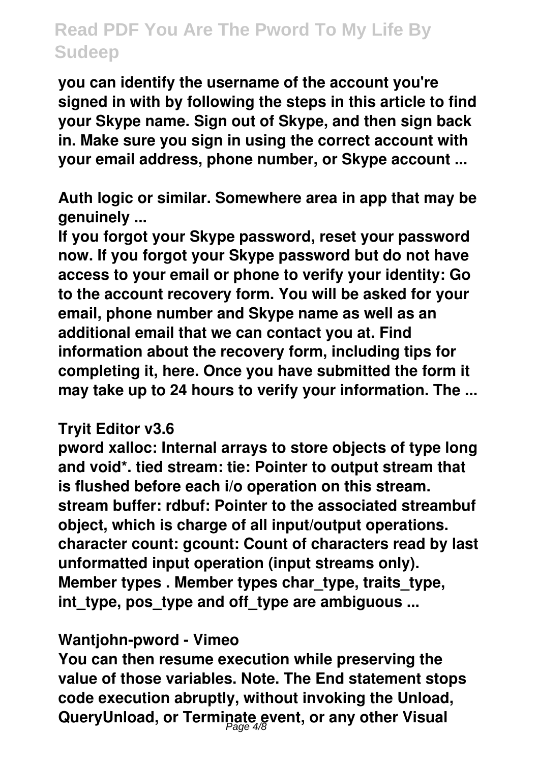you can identify the username of the account you're signed in with by following the steps in this article to find your Skype name. Sign out of Skype, and then sign back in. Make sure you sign in using the correct account with your email address, phone number, or Skype account ...

**Auth logic or similar. Somewhere area in app that may be genuinely ...**

If you forgot your Skype password, reset your password now. If you forgot your Skype password but do not have access to your email or phone to verify your identity: Go to the account recovery form. You will be asked for your email, phone number and Skype name as well as an additional email that we can contact you at. Find information about the recovery form, including tips for completing it, here. Once you have submitted the form it may take up to 24 hours to verify your information. The ...

**Tryit Editor v3.6**

pword xalloc: Internal arrays to store objects of type long and void*. tied stream: tie: Pointer to output stream that is flushed before each i/o operation on this stream. stream buffer: rdbuf: Pointer to the associated streambuf object, which is charge of all input/output operations. character count: gcount: Count of characters read by last unformatted input operation (input streams only). Member types . Member types char_type, traits_type, int_type, pos_type and off_type are ambiguous ...

**Wantjohn-pword - Vimeo**

You can then resume execution while preserving the value of those variables. Note. The End statement stops code execution abruptly, without invoking the Unload, QueryUnload, or Terminate event, or any other Visual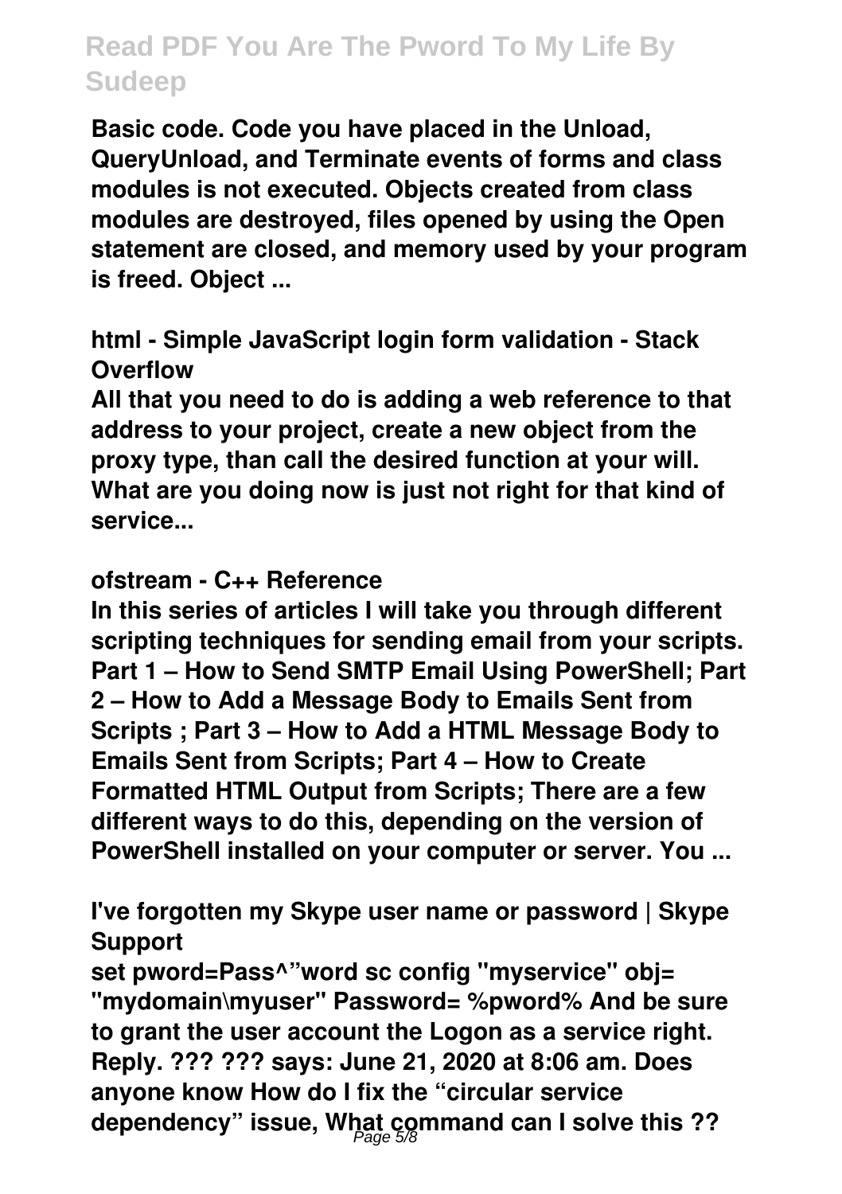**Basic code. Code you have placed in the Unload, QueryUnload, and Terminate events of forms and class modules is not executed. Objects created from class modules are destroyed, files opened by using the Open statement are closed, and memory used by your program is freed. Object ...**

**html - Simple JavaScript login form validation - Stack Overflow**

**All that you need to do is adding a web reference to that address to your project, create a new object from the proxy type, than call the desired function at your will. What are you doing now is just not right for that kind of service...**

**ofstream - C++ Reference**

**In this series of articles I will take you through different scripting techniques for sending email from your scripts. Part 1 – How to Send SMTP Email Using PowerShell; Part 2 – How to Add a Message Body to Emails Sent from Scripts ; Part 3 – How to Add a HTML Message Body to Emails Sent from Scripts; Part 4 – How to Create Formatted HTML Output from Scripts; There are a few different ways to do this, depending on the version of PowerShell installed on your computer or server. You ...**

**I've forgotten my Skype user name or password | Skype Support**

**set pword=Pass^"word sc config "myservice" obj= "mydomain\myuser" Password= %pword% And be sure to grant the user account the Logon as a service right. Reply. ??? ??? says: June 21, 2020 at 8:06 am. Does anyone know How do I fix the "circular service dependency" issue, What command can I solve this ??**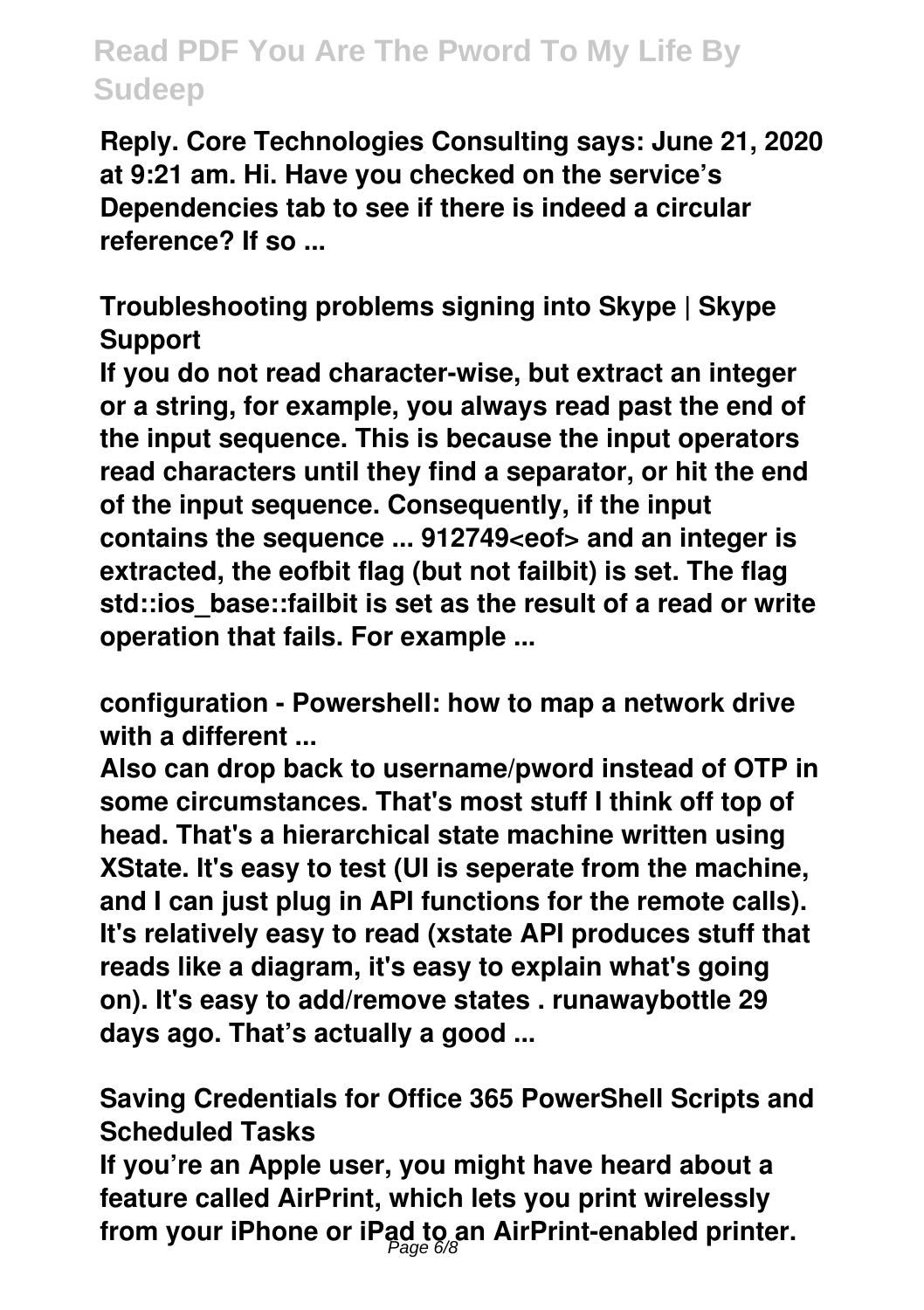**Reply. Core Technologies Consulting says: June 21, 2020 at 9:21 am. Hi. Have you checked on the service's Dependencies tab to see if there is indeed a circular reference? If so ...**

## Troubleshooting problems signing into Skype | Skype Support

**If you do not read character-wise, but extract an integer or a string, for example, you always read past the end of the input sequence. This is because the input operators read characters until they find a separator, or hit the end of the input sequence. Consequently, if the input contains the sequence ... 912749<eof> and an integer is extracted, the eofbit flag (but not failbit) is set. The flag std::ios_base::failbit is set as the result of a read or write operation that fails. For example ...**

## configuration - Powershell: how to map a network drive with a different ...

**Also can drop back to username/pword instead of OTP in some circumstances. That's most stuff I think off top of head. That's a hierarchical state machine written using XState. It's easy to test (UI is seperate from the machine, and I can just plug in API functions for the remote calls). It's relatively easy to read (xstate API produces stuff that reads like a diagram, it's easy to explain what's going on). It's easy to add/remove states . runawaybottle 29 days ago. That's actually a good ...**

## Saving Credentials for Office 365 PowerShell Scripts and Scheduled Tasks

**If you're an Apple user, you might have heard about a feature called AirPrint, which lets you print wirelessly from your iPhone or iPad to an AirPrint-enabled printer.**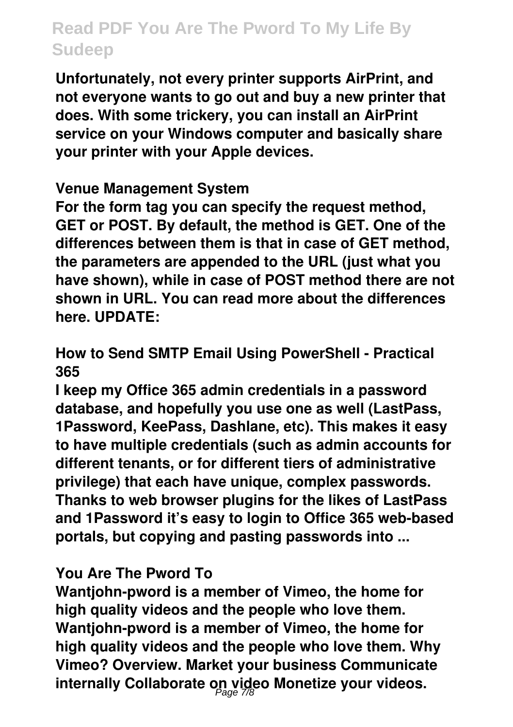Unfortunately, not every printer supports AirPrint, and not everyone wants to go out and buy a new printer that does. With some trickery, you can install an AirPrint service on your Windows computer and basically share your printer with your Apple devices.

**Venue Management System**

For the form tag you can specify the request method, GET or POST. By default, the method is GET. One of the differences between them is that in case of GET method, the parameters are appended to the URL (just what you have shown), while in case of POST method there are not shown in URL. You can read more about the differences here. UPDATE:

**How to Send SMTP Email Using PowerShell - Practical 365**

I keep my Office 365 admin credentials in a password database, and hopefully you use one as well (LastPass, 1Password, KeePass, Dashlane, etc). This makes it easy to have multiple credentials (such as admin accounts for different tenants, or for different tiers of administrative privilege) that each have unique, complex passwords. Thanks to web browser plugins for the likes of LastPass and 1Password it's easy to login to Office 365 web-based portals, but copying and pasting passwords into ...

**You Are The Pword To**

Wantjohn-pword is a member of Vimeo, the home for high quality videos and the people who love them. Wantjohn-pword is a member of Vimeo, the home for high quality videos and the people who love them. Why Vimeo? Overview. Market your business Communicate internally Collaborate on video Monetize your videos.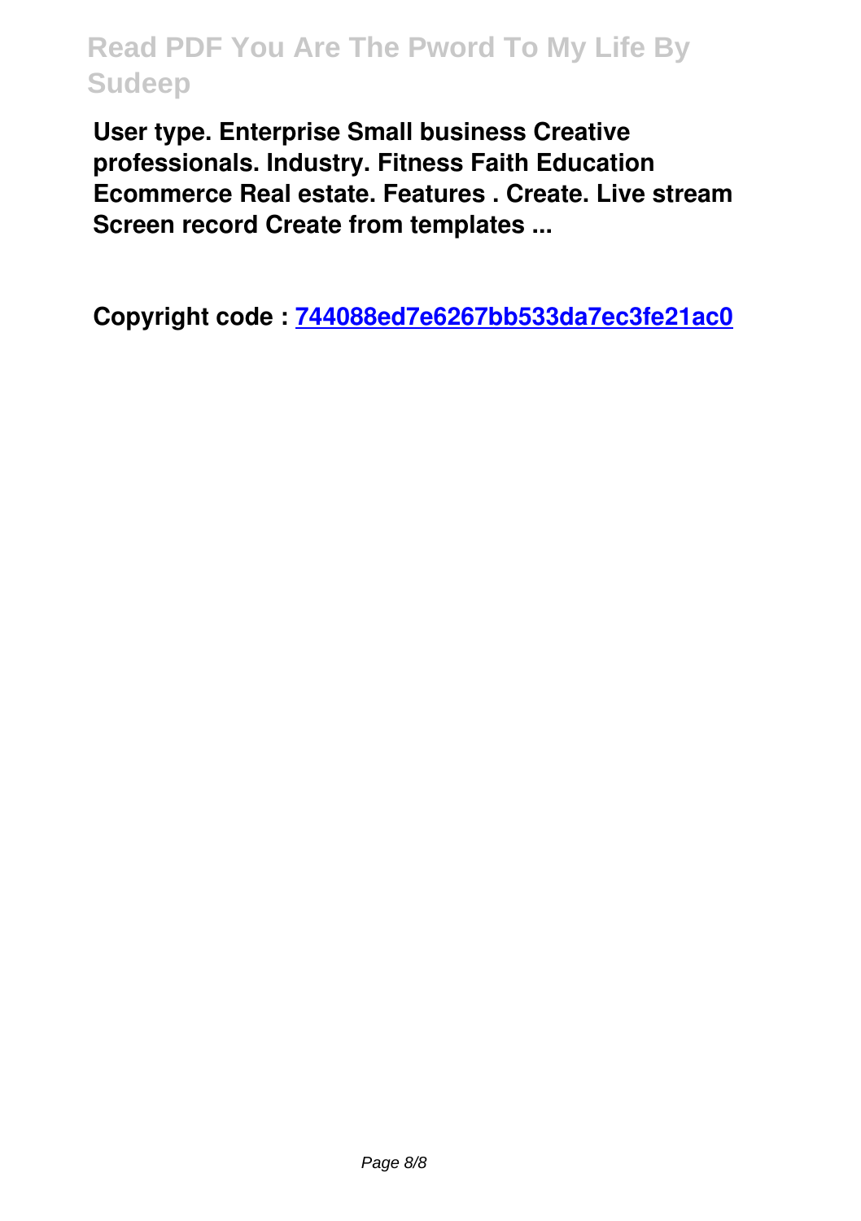**User type. Enterprise Small business Creative professionals. Industry. Fitness Faith Education Ecommerce Real estate. Features . Create. Live stream Screen record Create from templates ...**

**Copyright code : 744088ed7e6267bb533da7ec3fe21ac0**